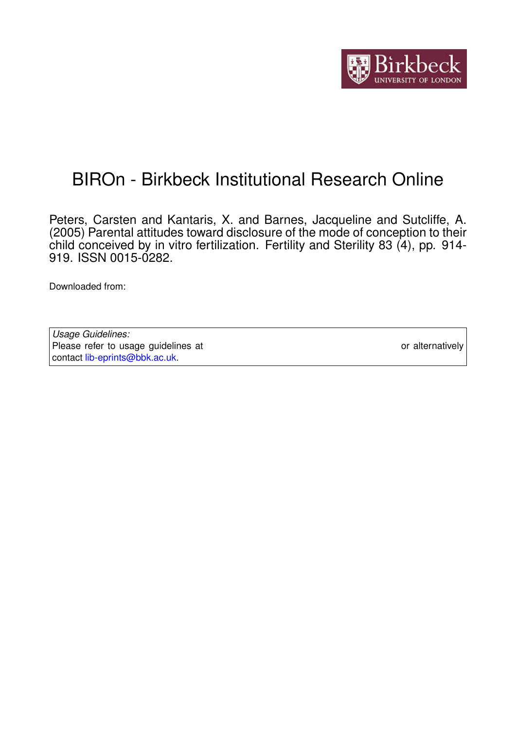# BIROn - Birkbeck Institutional Research Online

Peters, Carsten and Kantaris, X. and Barnes, Jacqueline and Sutcliffe, A. (2005) Parental attitudes toward disclosure of the mode of conception to their child conceived by in vitro fertilization. Fertility and Sterility 83 (4), pp. 914-919. ISSN 0015-0282.

Downloaded from:

*Usage Guidelines:*
Please refer to usage guidelines at or alternatively contact lib-eprints@bbk.ac.uk.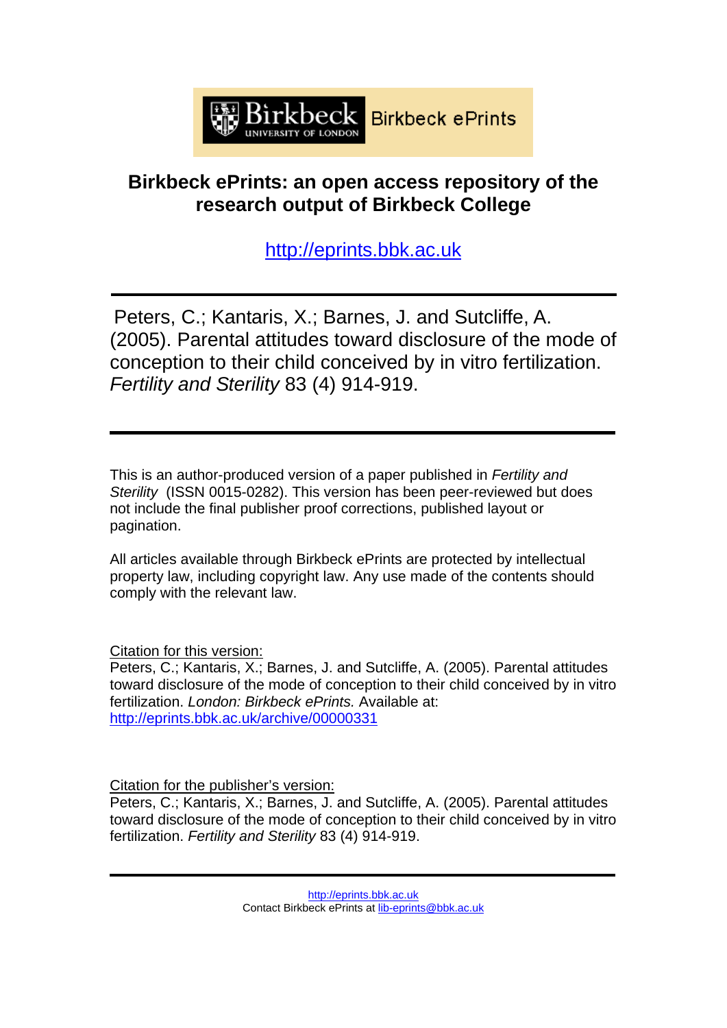Birkbeck ePrints

# Birkbeck ePrints: an open access repository of the research output of Birkbeck College

http://eprints.bbk.ac.uk

---

Peters, C.; Kantaris, X.; Barnes, J. and Sutcliffe, A. (2005). Parental attitudes toward disclosure of the mode of conception to their child conceived by in vitro fertilization. *Fertility and Sterility* 83 (4) 914-919.

---

This is an author-produced version of a paper published in *Fertility and Sterility* (ISSN 0015-0282). This version has been peer-reviewed but does not include the final publisher proof corrections, published layout or pagination.

All articles available through Birkbeck ePrints are protected by intellectual property law, including copyright law. Any use made of the contents should comply with the relevant law.

Citation for this version:
Peters, C.; Kantaris, X.; Barnes, J. and Sutcliffe, A. (2005). Parental attitudes toward disclosure of the mode of conception to their child conceived by in vitro fertilization. *London: Birkbeck ePrints.* Available at: http://eprints.bbk.ac.uk/archive/00000331

Citation for the publisher's version:
Peters, C.; Kantaris, X.; Barnes, J. and Sutcliffe, A. (2005). Parental attitudes toward disclosure of the mode of conception to their child conceived by in vitro fertilization. *Fertility and Sterility* 83 (4) 914-919.

---

http://eprints.bbk.ac.uk
Contact Birkbeck ePrints at lib-eprints@bbk.ac.uk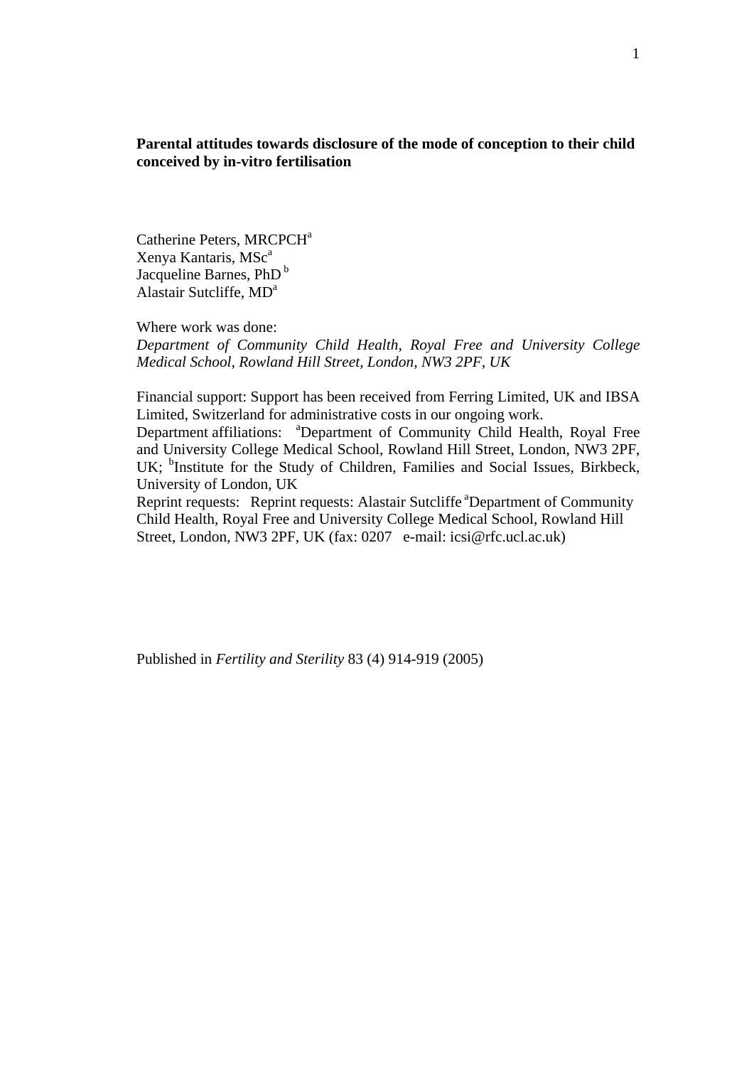**Parental attitudes towards disclosure of the mode of conception to their child conceived by in-vitro fertilisation**

Catherine Peters, MRCPCH[a]
Xenya Kantaris, MSc[a]
Jacqueline Barnes, PhD [b]
Alastair Sutcliffe, MD[a]

Where work was done:
*Department of Community Child Health, Royal Free and University College Medical School, Rowland Hill Street, London, NW3 2PF, UK*

Financial support: Support has been received from Ferring Limited, UK and IBSA Limited, Switzerland for administrative costs in our ongoing work.
Department affiliations: [a]Department of Community Child Health, Royal Free and University College Medical School, Rowland Hill Street, London, NW3 2PF, UK; [b]Institute for the Study of Children, Families and Social Issues, Birkbeck, University of London, UK
Reprint requests: Reprint requests: Alastair Sutcliffe [a]Department of Community Child Health, Royal Free and University College Medical School, Rowland Hill Street, London, NW3 2PF, UK (fax: 0207 e-mail: icsi@rfc.ucl.ac.uk)

Published in *Fertility and Sterility* 83 (4) 914-919 (2005)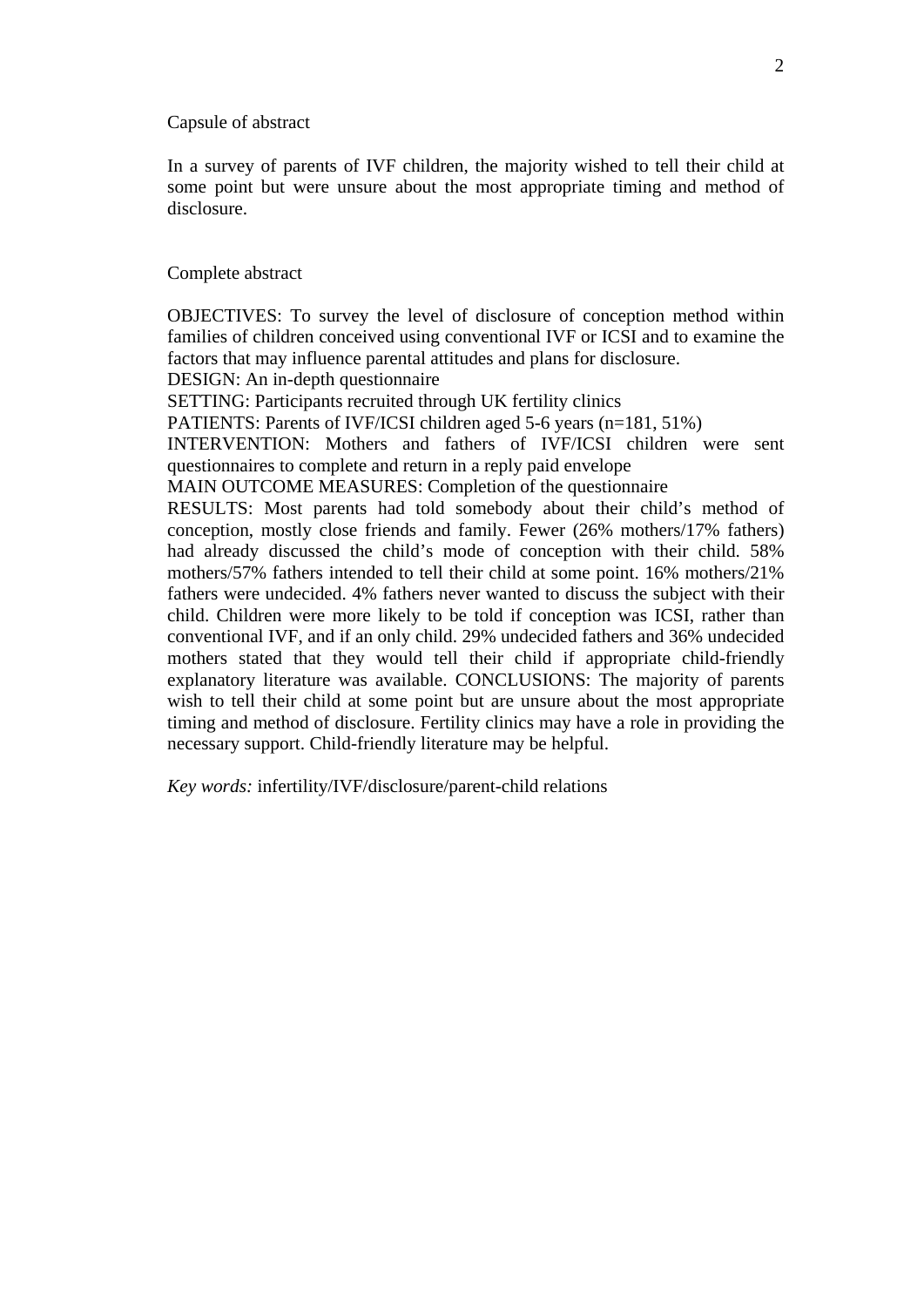Capsule of abstract

In a survey of parents of IVF children, the majority wished to tell their child at some point but were unsure about the most appropriate timing and method of disclosure.

Complete abstract

OBJECTIVES: To survey the level of disclosure of conception method within families of children conceived using conventional IVF or ICSI and to examine the factors that may influence parental attitudes and plans for disclosure.
DESIGN: An in-depth questionnaire
SETTING: Participants recruited through UK fertility clinics
PATIENTS: Parents of IVF/ICSI children aged 5-6 years (n=181, 51%)
INTERVENTION: Mothers and fathers of IVF/ICSI children were sent questionnaires to complete and return in a reply paid envelope
MAIN OUTCOME MEASURES: Completion of the questionnaire
RESULTS: Most parents had told somebody about their child's method of conception, mostly close friends and family. Fewer (26% mothers/17% fathers) had already discussed the child's mode of conception with their child. 58% mothers/57% fathers intended to tell their child at some point. 16% mothers/21% fathers were undecided. 4% fathers never wanted to discuss the subject with their child. Children were more likely to be told if conception was ICSI, rather than conventional IVF, and if an only child. 29% undecided fathers and 36% undecided mothers stated that they would tell their child if appropriate child-friendly explanatory literature was available. CONCLUSIONS: The majority of parents wish to tell their child at some point but are unsure about the most appropriate timing and method of disclosure. Fertility clinics may have a role in providing the necessary support. Child-friendly literature may be helpful.

*Key words:* infertility/IVF/disclosure/parent-child relations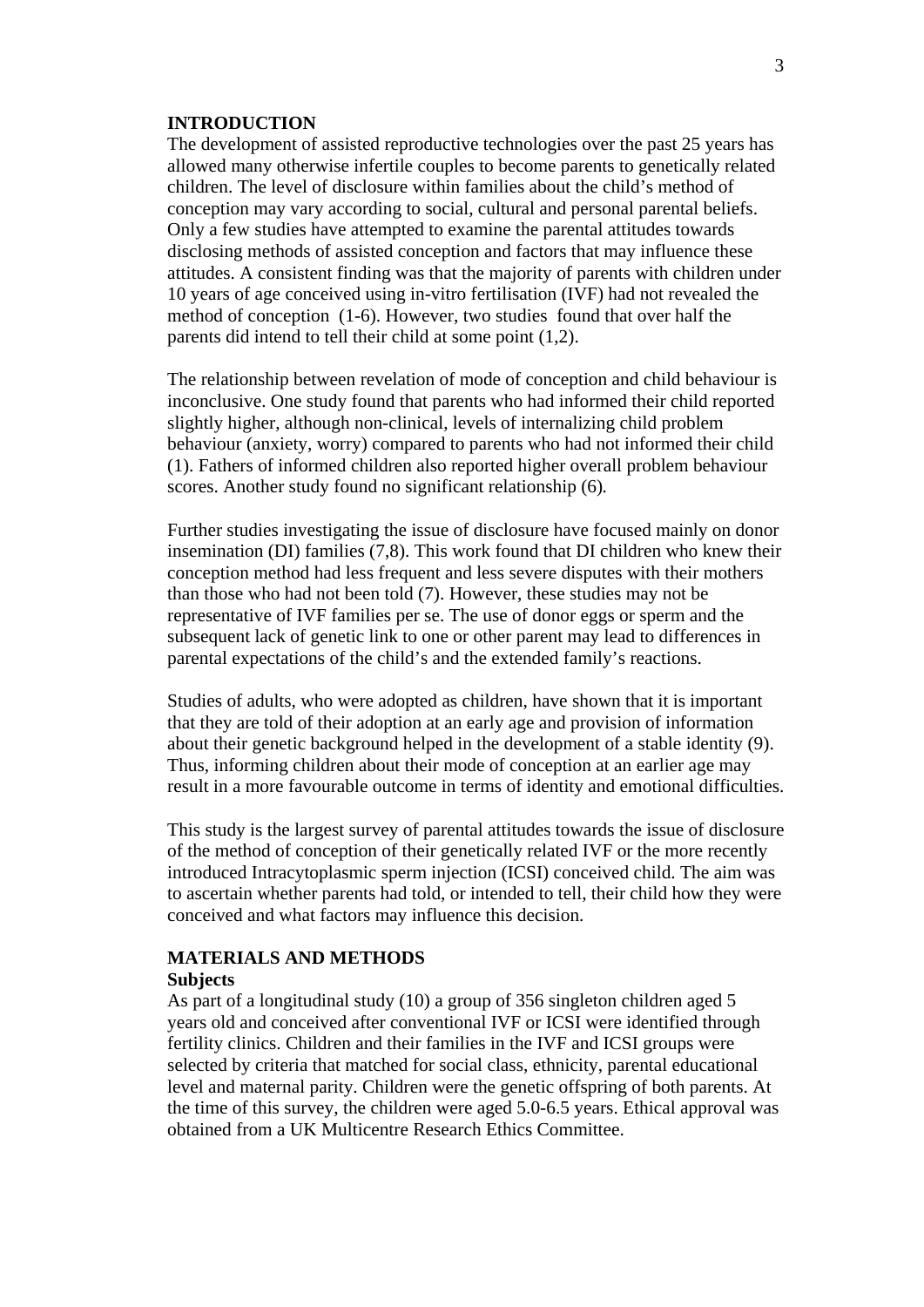## INTRODUCTION

The development of assisted reproductive technologies over the past 25 years has allowed many otherwise infertile couples to become parents to genetically related children. The level of disclosure within families about the child's method of conception may vary according to social, cultural and personal parental beliefs. Only a few studies have attempted to examine the parental attitudes towards disclosing methods of assisted conception and factors that may influence these attitudes. A consistent finding was that the majority of parents with children under 10 years of age conceived using in-vitro fertilisation (IVF) had not revealed the method of conception (1-6). However, two studies found that over half the parents did intend to tell their child at some point (1,2).

The relationship between revelation of mode of conception and child behaviour is inconclusive. One study found that parents who had informed their child reported slightly higher, although non-clinical, levels of internalizing child problem behaviour (anxiety, worry) compared to parents who had not informed their child (1). Fathers of informed children also reported higher overall problem behaviour scores. Another study found no significant relationship (6).

Further studies investigating the issue of disclosure have focused mainly on donor insemination (DI) families (7,8). This work found that DI children who knew their conception method had less frequent and less severe disputes with their mothers than those who had not been told (7). However, these studies may not be representative of IVF families per se. The use of donor eggs or sperm and the subsequent lack of genetic link to one or other parent may lead to differences in parental expectations of the child's and the extended family's reactions.

Studies of adults, who were adopted as children, have shown that it is important that they are told of their adoption at an early age and provision of information about their genetic background helped in the development of a stable identity (9). Thus, informing children about their mode of conception at an earlier age may result in a more favourable outcome in terms of identity and emotional difficulties.

This study is the largest survey of parental attitudes towards the issue of disclosure of the method of conception of their genetically related IVF or the more recently introduced Intracytoplasmic sperm injection (ICSI) conceived child. The aim was to ascertain whether parents had told, or intended to tell, their child how they were conceived and what factors may influence this decision.

## MATERIALS AND METHODS

### Subjects

As part of a longitudinal study (10) a group of 356 singleton children aged 5 years old and conceived after conventional IVF or ICSI were identified through fertility clinics. Children and their families in the IVF and ICSI groups were selected by criteria that matched for social class, ethnicity, parental educational level and maternal parity. Children were the genetic offspring of both parents. At the time of this survey, the children were aged 5.0-6.5 years. Ethical approval was obtained from a UK Multicentre Research Ethics Committee.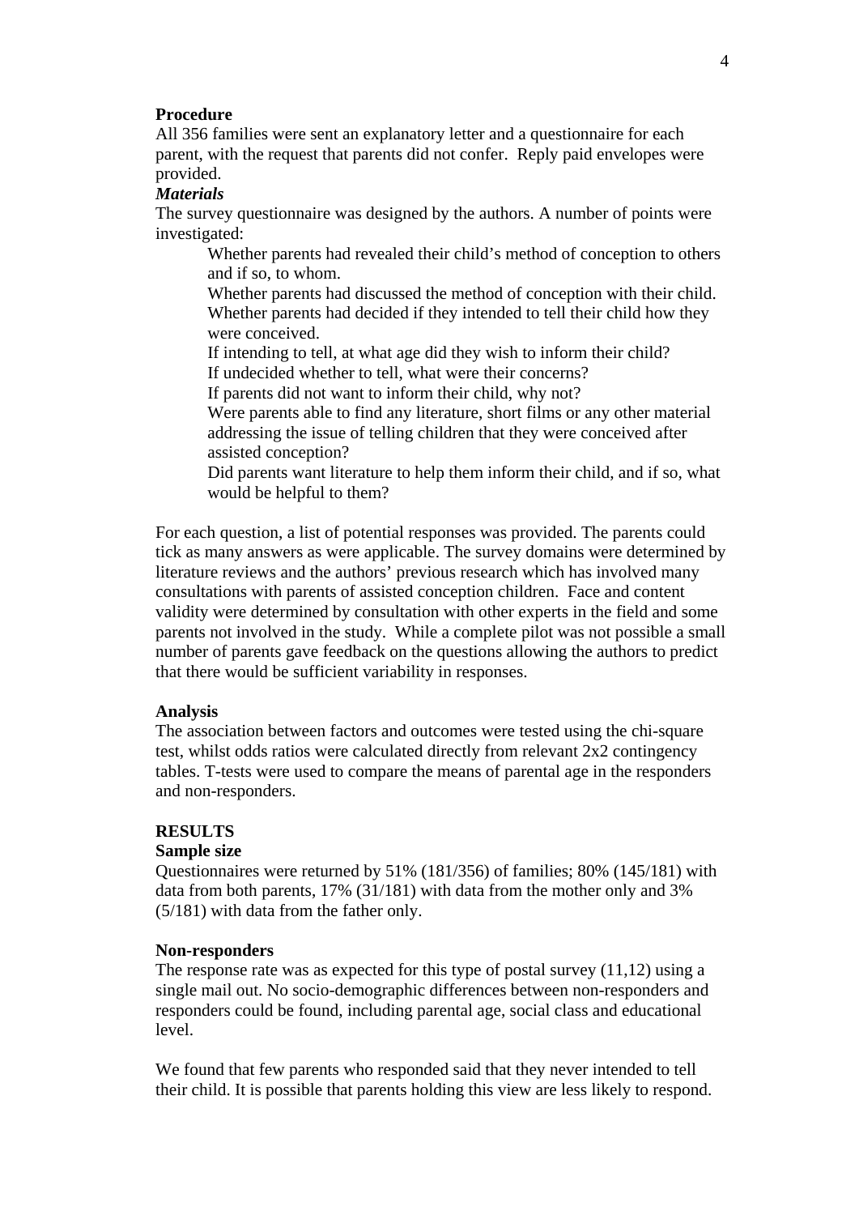**Procedure**

All 356 families were sent an explanatory letter and a questionnaire for each parent, with the request that parents did not confer. Reply paid envelopes were provided.

***Materials***

The survey questionnaire was designed by the authors. A number of points were investigated:

- Whether parents had revealed their child's method of conception to others and if so, to whom.
- Whether parents had discussed the method of conception with their child.
- Whether parents had decided if they intended to tell their child how they were conceived.
- If intending to tell, at what age did they wish to inform their child?
- If undecided whether to tell, what were their concerns?
- If parents did not want to inform their child, why not?
- Were parents able to find any literature, short films or any other material addressing the issue of telling children that they were conceived after assisted conception?
- Did parents want literature to help them inform their child, and if so, what would be helpful to them?

For each question, a list of potential responses was provided. The parents could tick as many answers as were applicable. The survey domains were determined by literature reviews and the authors' previous research which has involved many consultations with parents of assisted conception children. Face and content validity were determined by consultation with other experts in the field and some parents not involved in the study. While a complete pilot was not possible a small number of parents gave feedback on the questions allowing the authors to predict that there would be sufficient variability in responses.

**Analysis**

The association between factors and outcomes were tested using the chi-square test, whilst odds ratios were calculated directly from relevant 2x2 contingency tables. T-tests were used to compare the means of parental age in the responders and non-responders.

## RESULTS

**Sample size**

Questionnaires were returned by 51% (181/356) of families; 80% (145/181) with data from both parents, 17% (31/181) with data from the mother only and 3% (5/181) with data from the father only.

**Non-responders**

The response rate was as expected for this type of postal survey (11,12) using a single mail out. No socio-demographic differences between non-responders and responders could be found, including parental age, social class and educational level.

We found that few parents who responded said that they never intended to tell their child. It is possible that parents holding this view are less likely to respond.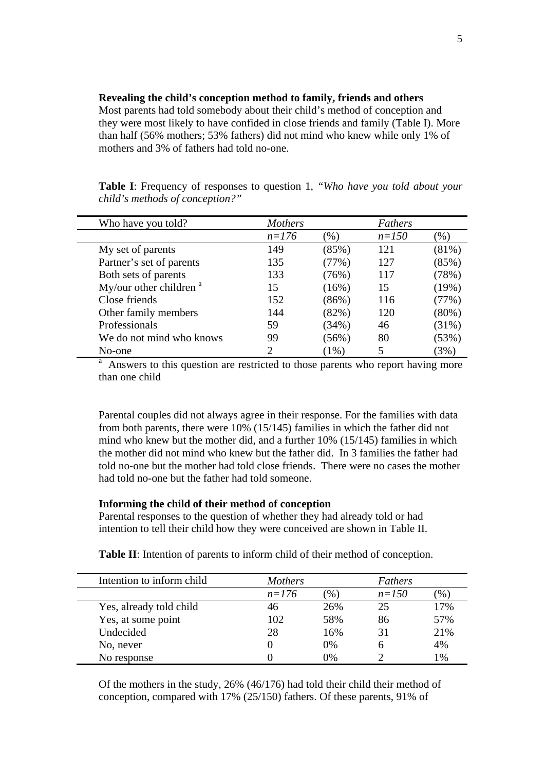**Revealing the child's conception method to family, friends and others**

Most parents had told somebody about their child's method of conception and they were most likely to have confided in close friends and family (Table I). More than half (56% mothers; 53% fathers) did not mind who knew while only 1% of mothers and 3% of fathers had told no-one.

**Table I**: Frequency of responses to question 1, *"Who have you told about your child's methods of conception?"*

| Who have you told? | *Mothers* | | *Fathers* | |
|---|---|---|---|---|
| | *n=176* | (%) | *n=150* | (%) |
| My set of parents | 149 | (85%) | 121 | (81%) |
| Partner's set of parents | 135 | (77%) | 127 | (85%) |
| Both sets of parents | 133 | (76%) | 117 | (78%) |
| My/our other children [a] | 15 | (16%) | 15 | (19%) |
| Close friends | 152 | (86%) | 116 | (77%) |
| Other family members | 144 | (82%) | 120 | (80%) |
| Professionals | 59 | (34%) | 46 | (31%) |
| We do not mind who knows | 99 | (56%) | 80 | (53%) |
| No-one | 2 | (1%) | 5 | (3%) |

[a] Answers to this question are restricted to those parents who report having more than one child

Parental couples did not always agree in their response. For the families with data from both parents, there were 10% (15/145) families in which the father did not mind who knew but the mother did, and a further 10% (15/145) families in which the mother did not mind who knew but the father did. In 3 families the father had told no-one but the mother had told close friends. There were no cases the mother had told no-one but the father had told someone.

**Informing the child of their method of conception**

Parental responses to the question of whether they had already told or had intention to tell their child how they were conceived are shown in Table II.

**Table II**: Intention of parents to inform child of their method of conception.

| Intention to inform child | *Mothers* | | *Fathers* | |
|---|---|---|---|---|
| | *n=176* | (%) | *n=150* | (%) |
| Yes, already told child | 46 | 26% | 25 | 17% |
| Yes, at some point | 102 | 58% | 86 | 57% |
| Undecided | 28 | 16% | 31 | 21% |
| No, never | 0 | 0% | 6 | 4% |
| No response | 0 | 0% | 2 | 1% |

Of the mothers in the study, 26% (46/176) had told their child their method of conception, compared with 17% (25/150) fathers. Of these parents, 91% of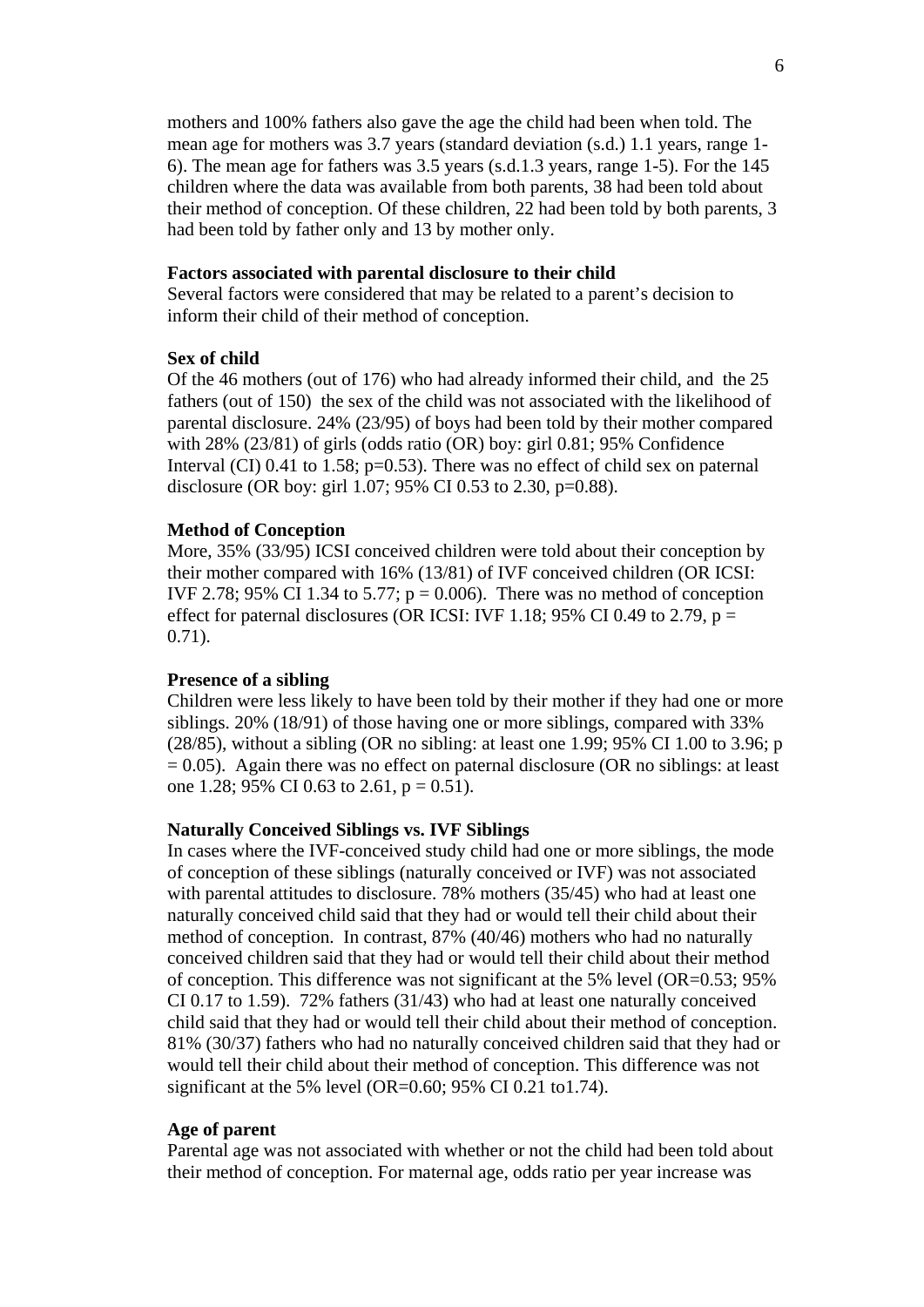mothers and 100% fathers also gave the age the child had been when told. The mean age for mothers was 3.7 years (standard deviation (s.d.) 1.1 years, range 1-6). The mean age for fathers was 3.5 years (s.d.1.3 years, range 1-5). For the 145 children where the data was available from both parents, 38 had been told about their method of conception. Of these children, 22 had been told by both parents, 3 had been told by father only and 13 by mother only.

**Factors associated with parental disclosure to their child**

Several factors were considered that may be related to a parent's decision to inform their child of their method of conception.

**Sex of child**

Of the 46 mothers (out of 176) who had already informed their child, and the 25 fathers (out of 150) the sex of the child was not associated with the likelihood of parental disclosure. 24% (23/95) of boys had been told by their mother compared with 28% (23/81) of girls (odds ratio (OR) boy: girl 0.81; 95% Confidence Interval (CI) 0.41 to 1.58; p=0.53). There was no effect of child sex on paternal disclosure (OR boy: girl 1.07; 95% CI 0.53 to 2.30, p=0.88).

**Method of Conception**

More, 35% (33/95) ICSI conceived children were told about their conception by their mother compared with 16% (13/81) of IVF conceived children (OR ICSI: IVF 2.78; 95% CI 1.34 to 5.77; p = 0.006). There was no method of conception effect for paternal disclosures (OR ICSI: IVF 1.18; 95% CI 0.49 to 2.79, p = 0.71).

**Presence of a sibling**

Children were less likely to have been told by their mother if they had one or more siblings. 20% (18/91) of those having one or more siblings, compared with 33% (28/85), without a sibling (OR no sibling: at least one 1.99; 95% CI 1.00 to 3.96; p = 0.05). Again there was no effect on paternal disclosure (OR no siblings: at least one 1.28; 95% CI 0.63 to 2.61, p = 0.51).

**Naturally Conceived Siblings vs. IVF Siblings**

In cases where the IVF-conceived study child had one or more siblings, the mode of conception of these siblings (naturally conceived or IVF) was not associated with parental attitudes to disclosure. 78% mothers (35/45) who had at least one naturally conceived child said that they had or would tell their child about their method of conception. In contrast, 87% (40/46) mothers who had no naturally conceived children said that they had or would tell their child about their method of conception. This difference was not significant at the 5% level (OR=0.53; 95% CI 0.17 to 1.59). 72% fathers (31/43) who had at least one naturally conceived child said that they had or would tell their child about their method of conception. 81% (30/37) fathers who had no naturally conceived children said that they had or would tell their child about their method of conception. This difference was not significant at the 5% level (OR=0.60; 95% CI 0.21 to1.74).

**Age of parent**

Parental age was not associated with whether or not the child had been told about their method of conception. For maternal age, odds ratio per year increase was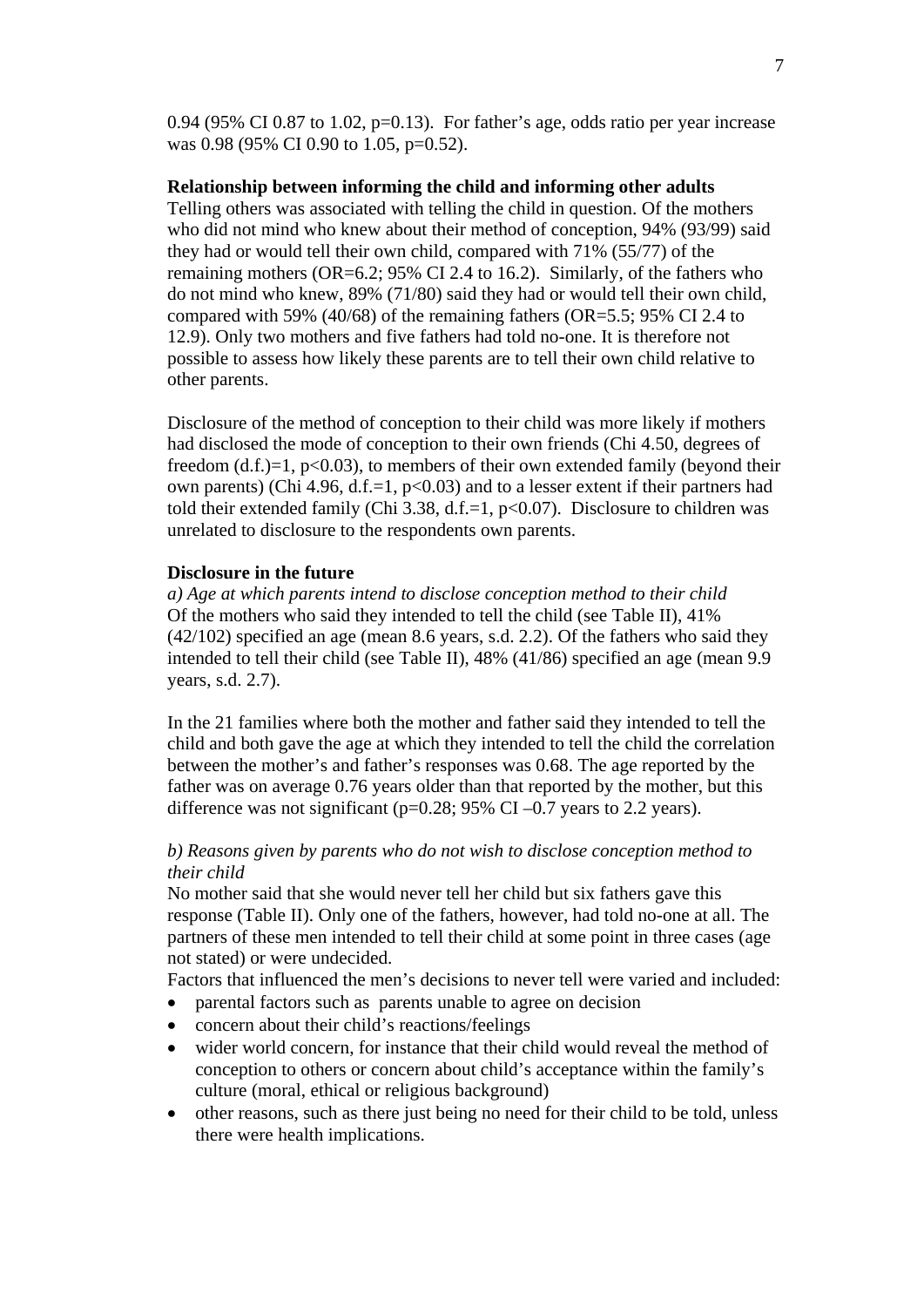0.94 (95% CI 0.87 to 1.02, $p=0.13$). For father's age, odds ratio per year increase was 0.98 (95% CI 0.90 to 1.05, $p=0.52$).

**Relationship between informing the child and informing other adults**

Telling others was associated with telling the child in question. Of the mothers who did not mind who knew about their method of conception, 94% (93/99) said they had or would tell their own child, compared with 71% (55/77) of the remaining mothers (OR=6.2; 95% CI 2.4 to 16.2). Similarly, of the fathers who do not mind who knew, 89% (71/80) said they had or would tell their own child, compared with 59% (40/68) of the remaining fathers (OR=5.5; 95% CI 2.4 to 12.9). Only two mothers and five fathers had told no-one. It is therefore not possible to assess how likely these parents are to tell their own child relative to other parents.

Disclosure of the method of conception to their child was more likely if mothers had disclosed the mode of conception to their own friends (Chi 4.50, degrees of freedom (d.f.)=1, $p<0.03$), to members of their own extended family (beyond their own parents) (Chi 4.96, d.f.=1, $p<0.03$) and to a lesser extent if their partners had told their extended family (Chi 3.38, d.f.=1, $p<0.07$). Disclosure to children was unrelated to disclosure to the respondents own parents.

**Disclosure in the future**

*a) Age at which parents intend to disclose conception method to their child*

Of the mothers who said they intended to tell the child (see Table II), 41% (42/102) specified an age (mean 8.6 years, s.d. 2.2). Of the fathers who said they intended to tell their child (see Table II), 48% (41/86) specified an age (mean 9.9 years, s.d. 2.7).

In the 21 families where both the mother and father said they intended to tell the child and both gave the age at which they intended to tell the child the correlation between the mother's and father's responses was 0.68. The age reported by the father was on average 0.76 years older than that reported by the mother, but this difference was not significant ($p=0.28$; 95% CI –0.7 years to 2.2 years).

*b) Reasons given by parents who do not wish to disclose conception method to their child*

No mother said that she would never tell her child but six fathers gave this response (Table II). Only one of the fathers, however, had told no-one at all. The partners of these men intended to tell their child at some point in three cases (age not stated) or were undecided.

Factors that influenced the men's decisions to never tell were varied and included:

- parental factors such as parents unable to agree on decision
- concern about their child's reactions/feelings
- wider world concern, for instance that their child would reveal the method of conception to others or concern about child's acceptance within the family's culture (moral, ethical or religious background)
- other reasons, such as there just being no need for their child to be told, unless there were health implications.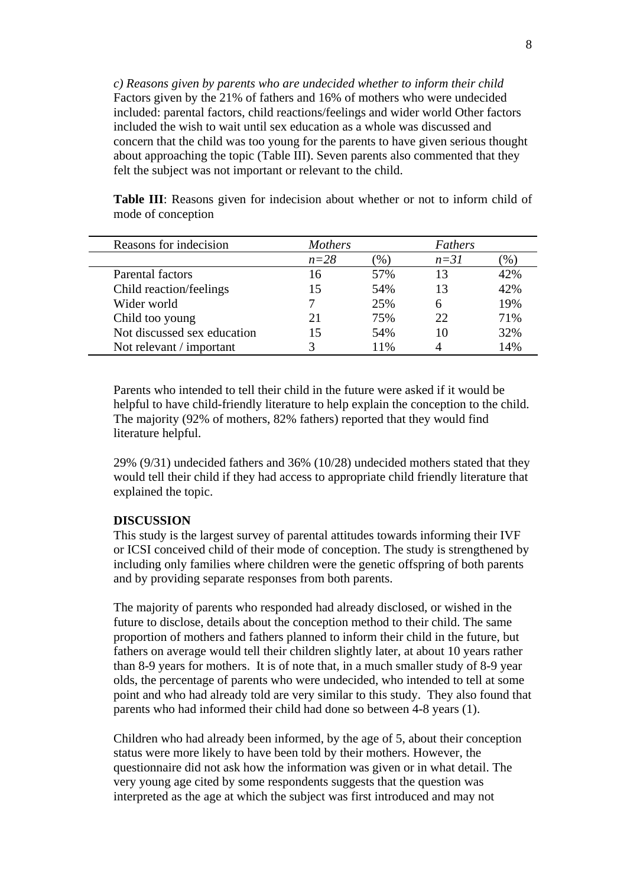*c) Reasons given by parents who are undecided whether to inform their child*
Factors given by the 21% of fathers and 16% of mothers who were undecided included: parental factors, child reactions/feelings and wider world Other factors included the wish to wait until sex education as a whole was discussed and concern that the child was too young for the parents to have given serious thought about approaching the topic (Table III). Seven parents also commented that they felt the subject was not important or relevant to the child.

**Table III**: Reasons given for indecision about whether or not to inform child of mode of conception

| Reasons for indecision | *Mothers* | | *Fathers* | |
|---|---|---|---|---|
| | *n=28* | (%) | *n=31* | (%) |
| Parental factors | 16 | 57% | 13 | 42% |
| Child reaction/feelings | 15 | 54% | 13 | 42% |
| Wider world | 7 | 25% | 6 | 19% |
| Child too young | 21 | 75% | 22 | 71% |
| Not discussed sex education | 15 | 54% | 10 | 32% |
| Not relevant / important | 3 | 11% | 4 | 14% |

Parents who intended to tell their child in the future were asked if it would be helpful to have child-friendly literature to help explain the conception to the child. The majority (92% of mothers, 82% fathers) reported that they would find literature helpful.

29% (9/31) undecided fathers and 36% (10/28) undecided mothers stated that they would tell their child if they had access to appropriate child friendly literature that explained the topic.

**DISCUSSION**

This study is the largest survey of parental attitudes towards informing their IVF or ICSI conceived child of their mode of conception. The study is strengthened by including only families where children were the genetic offspring of both parents and by providing separate responses from both parents.

The majority of parents who responded had already disclosed, or wished in the future to disclose, details about the conception method to their child. The same proportion of mothers and fathers planned to inform their child in the future, but fathers on average would tell their children slightly later, at about 10 years rather than 8-9 years for mothers. It is of note that, in a much smaller study of 8-9 year olds, the percentage of parents who were undecided, who intended to tell at some point and who had already told are very similar to this study. They also found that parents who had informed their child had done so between 4-8 years (1).

Children who had already been informed, by the age of 5, about their conception status were more likely to have been told by their mothers. However, the questionnaire did not ask how the information was given or in what detail. The very young age cited by some respondents suggests that the question was interpreted as the age at which the subject was first introduced and may not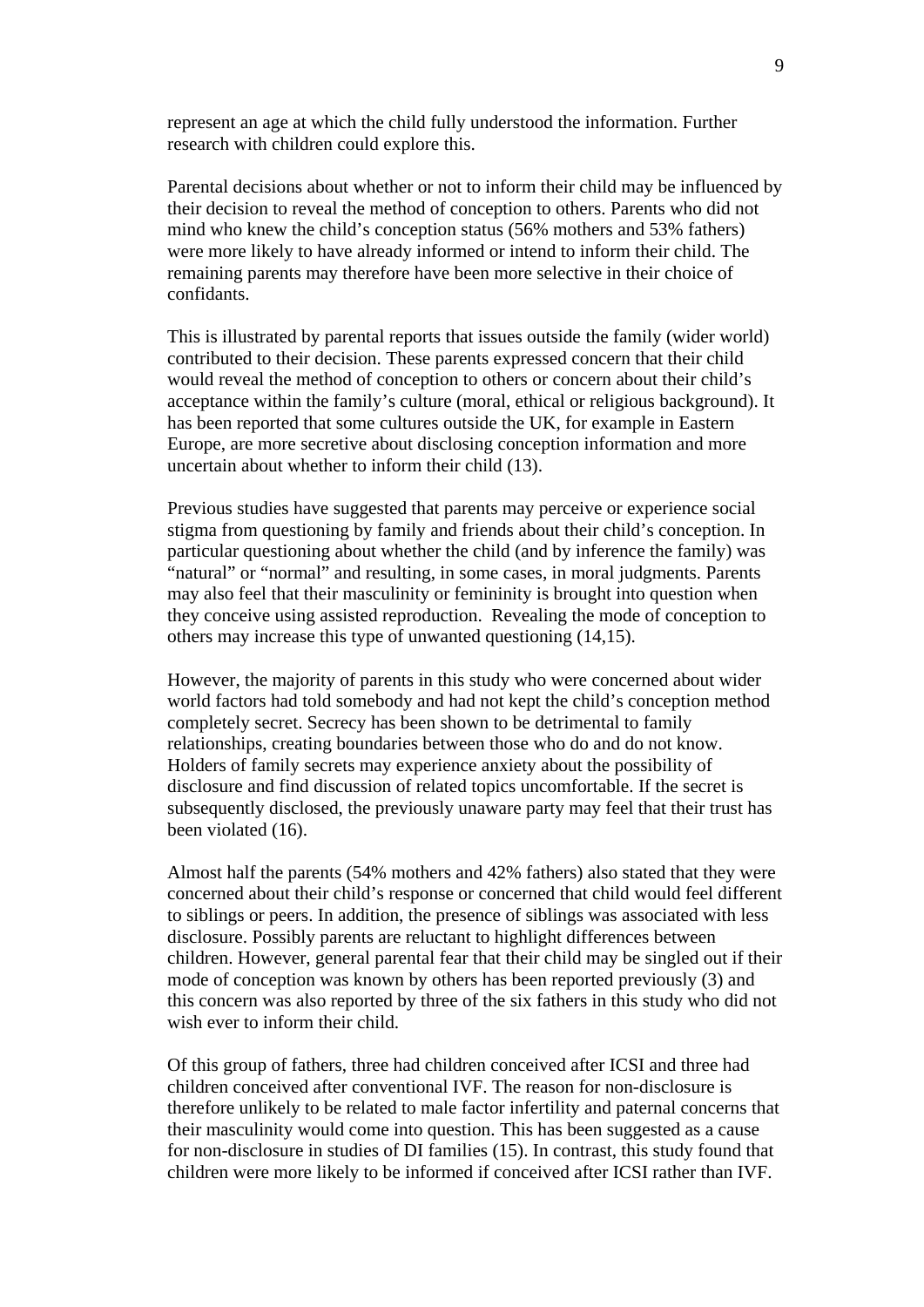represent an age at which the child fully understood the information. Further research with children could explore this.

Parental decisions about whether or not to inform their child may be influenced by their decision to reveal the method of conception to others. Parents who did not mind who knew the child's conception status (56% mothers and 53% fathers) were more likely to have already informed or intend to inform their child. The remaining parents may therefore have been more selective in their choice of confidants.

This is illustrated by parental reports that issues outside the family (wider world) contributed to their decision. These parents expressed concern that their child would reveal the method of conception to others or concern about their child's acceptance within the family's culture (moral, ethical or religious background). It has been reported that some cultures outside the UK, for example in Eastern Europe, are more secretive about disclosing conception information and more uncertain about whether to inform their child (13).

Previous studies have suggested that parents may perceive or experience social stigma from questioning by family and friends about their child's conception. In particular questioning about whether the child (and by inference the family) was "natural" or "normal" and resulting, in some cases, in moral judgments. Parents may also feel that their masculinity or femininity is brought into question when they conceive using assisted reproduction. Revealing the mode of conception to others may increase this type of unwanted questioning (14,15).

However, the majority of parents in this study who were concerned about wider world factors had told somebody and had not kept the child's conception method completely secret. Secrecy has been shown to be detrimental to family relationships, creating boundaries between those who do and do not know. Holders of family secrets may experience anxiety about the possibility of disclosure and find discussion of related topics uncomfortable. If the secret is subsequently disclosed, the previously unaware party may feel that their trust has been violated (16).

Almost half the parents (54% mothers and 42% fathers) also stated that they were concerned about their child's response or concerned that child would feel different to siblings or peers. In addition, the presence of siblings was associated with less disclosure. Possibly parents are reluctant to highlight differences between children. However, general parental fear that their child may be singled out if their mode of conception was known by others has been reported previously (3) and this concern was also reported by three of the six fathers in this study who did not wish ever to inform their child.

Of this group of fathers, three had children conceived after ICSI and three had children conceived after conventional IVF. The reason for non-disclosure is therefore unlikely to be related to male factor infertility and paternal concerns that their masculinity would come into question. This has been suggested as a cause for non-disclosure in studies of DI families (15). In contrast, this study found that children were more likely to be informed if conceived after ICSI rather than IVF.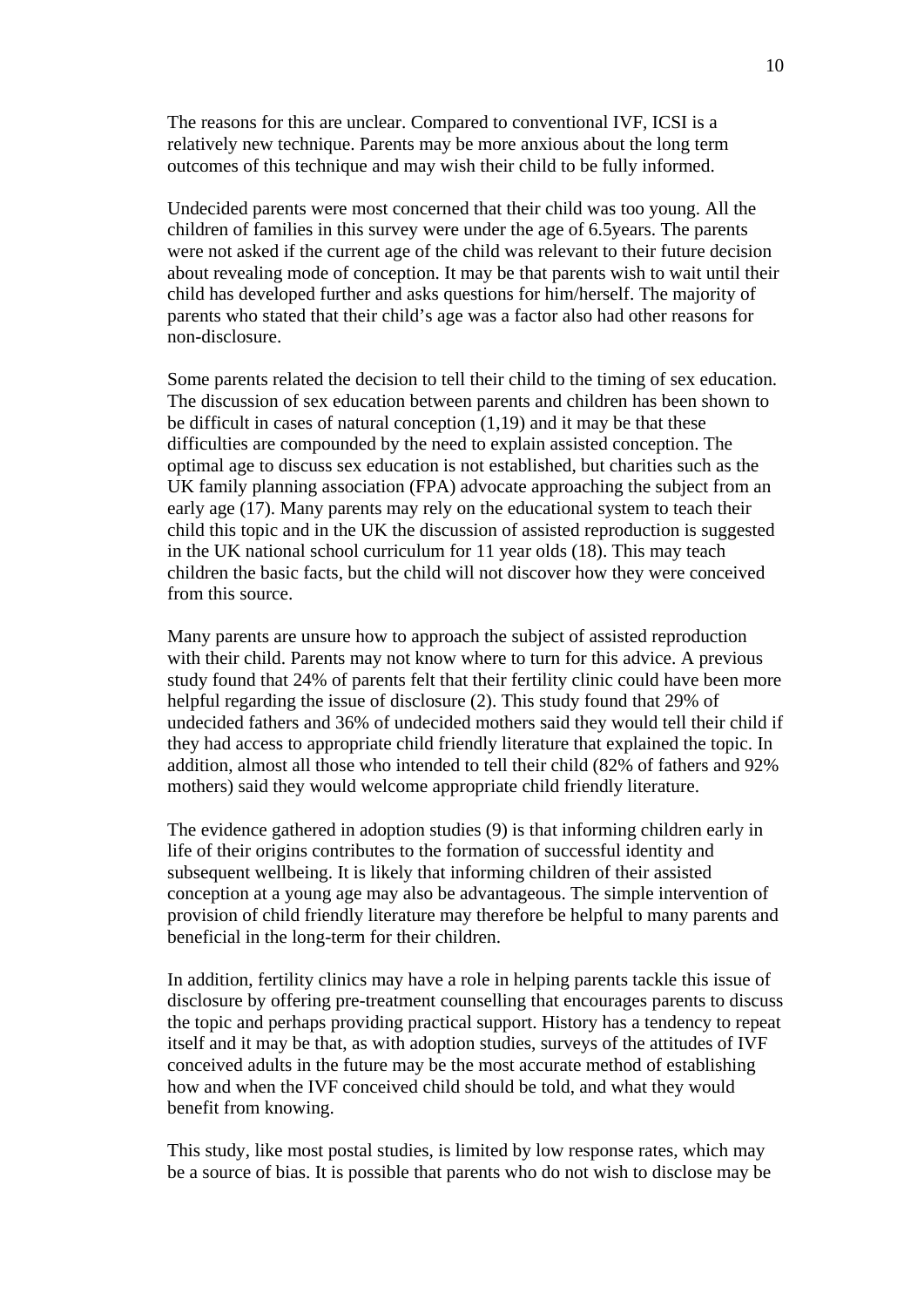The reasons for this are unclear. Compared to conventional IVF, ICSI is a relatively new technique. Parents may be more anxious about the long term outcomes of this technique and may wish their child to be fully informed.

Undecided parents were most concerned that their child was too young. All the children of families in this survey were under the age of 6.5years. The parents were not asked if the current age of the child was relevant to their future decision about revealing mode of conception. It may be that parents wish to wait until their child has developed further and asks questions for him/herself. The majority of parents who stated that their child's age was a factor also had other reasons for non-disclosure.

Some parents related the decision to tell their child to the timing of sex education. The discussion of sex education between parents and children has been shown to be difficult in cases of natural conception (1,19) and it may be that these difficulties are compounded by the need to explain assisted conception. The optimal age to discuss sex education is not established, but charities such as the UK family planning association (FPA) advocate approaching the subject from an early age (17). Many parents may rely on the educational system to teach their child this topic and in the UK the discussion of assisted reproduction is suggested in the UK national school curriculum for 11 year olds (18). This may teach children the basic facts, but the child will not discover how they were conceived from this source.

Many parents are unsure how to approach the subject of assisted reproduction with their child. Parents may not know where to turn for this advice. A previous study found that 24% of parents felt that their fertility clinic could have been more helpful regarding the issue of disclosure (2). This study found that 29% of undecided fathers and 36% of undecided mothers said they would tell their child if they had access to appropriate child friendly literature that explained the topic. In addition, almost all those who intended to tell their child (82% of fathers and 92% mothers) said they would welcome appropriate child friendly literature.

The evidence gathered in adoption studies (9) is that informing children early in life of their origins contributes to the formation of successful identity and subsequent wellbeing. It is likely that informing children of their assisted conception at a young age may also be advantageous. The simple intervention of provision of child friendly literature may therefore be helpful to many parents and beneficial in the long-term for their children.

In addition, fertility clinics may have a role in helping parents tackle this issue of disclosure by offering pre-treatment counselling that encourages parents to discuss the topic and perhaps providing practical support. History has a tendency to repeat itself and it may be that, as with adoption studies, surveys of the attitudes of IVF conceived adults in the future may be the most accurate method of establishing how and when the IVF conceived child should be told, and what they would benefit from knowing.

This study, like most postal studies, is limited by low response rates, which may be a source of bias. It is possible that parents who do not wish to disclose may be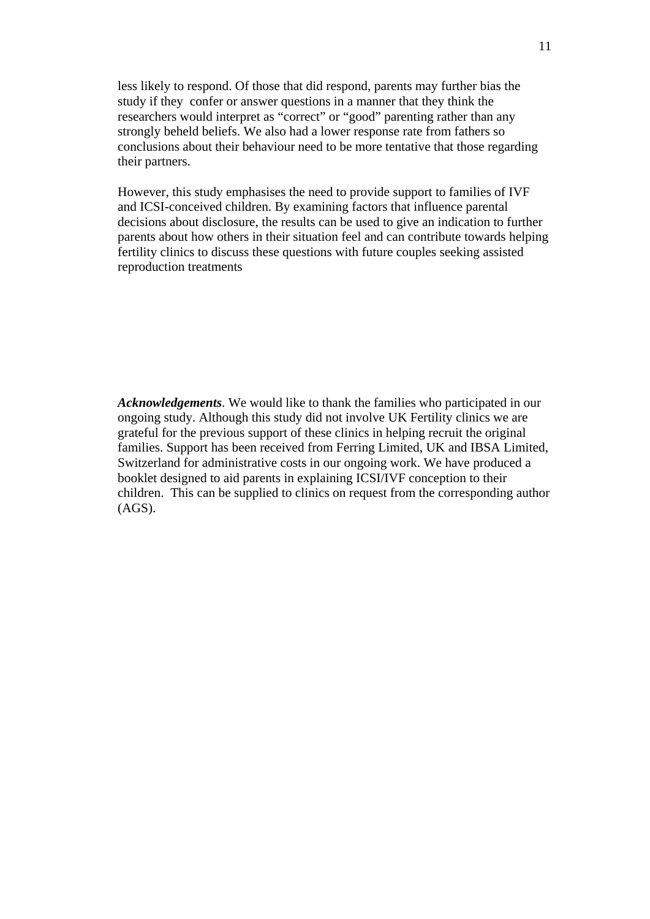less likely to respond. Of those that did respond, parents may further bias the study if they  confer or answer questions in a manner that they think the researchers would interpret as “correct” or “good” parenting rather than any strongly beheld beliefs. We also had a lower response rate from fathers so conclusions about their behaviour need to be more tentative that those regarding their partners.

However, this study emphasises the need to provide support to families of IVF and ICSI-conceived children. By examining factors that influence parental decisions about disclosure, the results can be used to give an indication to further parents about how others in their situation feel and can contribute towards helping fertility clinics to discuss these questions with future couples seeking assisted reproduction treatments

***Acknowledgements***. We would like to thank the families who participated in our ongoing study. Although this study did not involve UK Fertility clinics we are grateful for the previous support of these clinics in helping recruit the original families. Support has been received from Ferring Limited, UK and IBSA Limited, Switzerland for administrative costs in our ongoing work. We have produced a booklet designed to aid parents in explaining ICSI/IVF conception to their children.  This can be supplied to clinics on request from the corresponding author (AGS).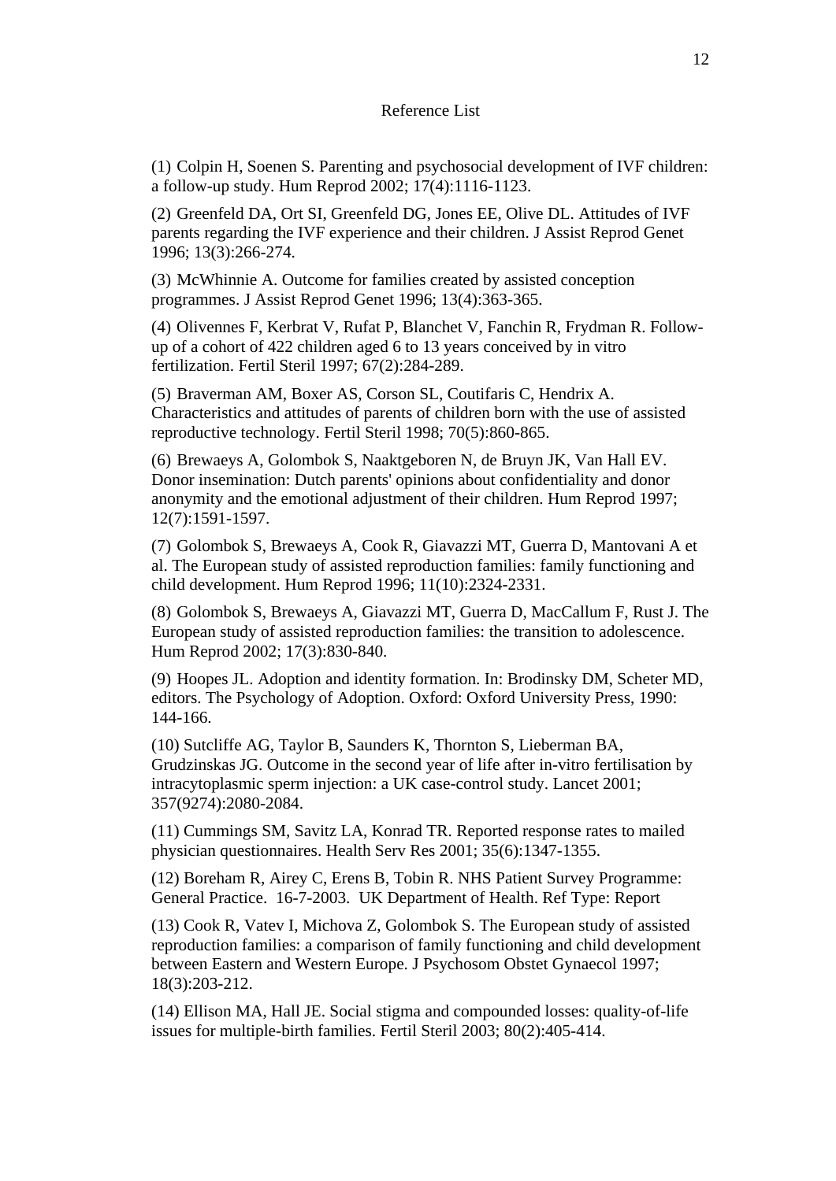## Reference List

(1) Colpin H, Soenen S. Parenting and psychosocial development of IVF children: a follow-up study. Hum Reprod 2002; 17(4):1116-1123.

(2) Greenfeld DA, Ort SI, Greenfeld DG, Jones EE, Olive DL. Attitudes of IVF parents regarding the IVF experience and their children. J Assist Reprod Genet 1996; 13(3):266-274.

(3) McWhinnie A. Outcome for families created by assisted conception programmes. J Assist Reprod Genet 1996; 13(4):363-365.

(4) Olivennes F, Kerbrat V, Rufat P, Blanchet V, Fanchin R, Frydman R. Follow-up of a cohort of 422 children aged 6 to 13 years conceived by in vitro fertilization. Fertil Steril 1997; 67(2):284-289.

(5) Braverman AM, Boxer AS, Corson SL, Coutifaris C, Hendrix A. Characteristics and attitudes of parents of children born with the use of assisted reproductive technology. Fertil Steril 1998; 70(5):860-865.

(6) Brewaeys A, Golombok S, Naaktgeboren N, de Bruyn JK, Van Hall EV. Donor insemination: Dutch parents' opinions about confidentiality and donor anonymity and the emotional adjustment of their children. Hum Reprod 1997; 12(7):1591-1597.

(7) Golombok S, Brewaeys A, Cook R, Giavazzi MT, Guerra D, Mantovani A et al. The European study of assisted reproduction families: family functioning and child development. Hum Reprod 1996; 11(10):2324-2331.

(8) Golombok S, Brewaeys A, Giavazzi MT, Guerra D, MacCallum F, Rust J. The European study of assisted reproduction families: the transition to adolescence. Hum Reprod 2002; 17(3):830-840.

(9) Hoopes JL. Adoption and identity formation. In: Brodinsky DM, Scheter MD, editors. The Psychology of Adoption. Oxford: Oxford University Press, 1990: 144-166.

(10) Sutcliffe AG, Taylor B, Saunders K, Thornton S, Lieberman BA, Grudzinskas JG. Outcome in the second year of life after in-vitro fertilisation by intracytoplasmic sperm injection: a UK case-control study. Lancet 2001; 357(9274):2080-2084.

(11) Cummings SM, Savitz LA, Konrad TR. Reported response rates to mailed physician questionnaires. Health Serv Res 2001; 35(6):1347-1355.

(12) Boreham R, Airey C, Erens B, Tobin R. NHS Patient Survey Programme: General Practice. 16-7-2003. UK Department of Health. Ref Type: Report

(13) Cook R, Vatev I, Michova Z, Golombok S. The European study of assisted reproduction families: a comparison of family functioning and child development between Eastern and Western Europe. J Psychosom Obstet Gynaecol 1997; 18(3):203-212.

(14) Ellison MA, Hall JE. Social stigma and compounded losses: quality-of-life issues for multiple-birth families. Fertil Steril 2003; 80(2):405-414.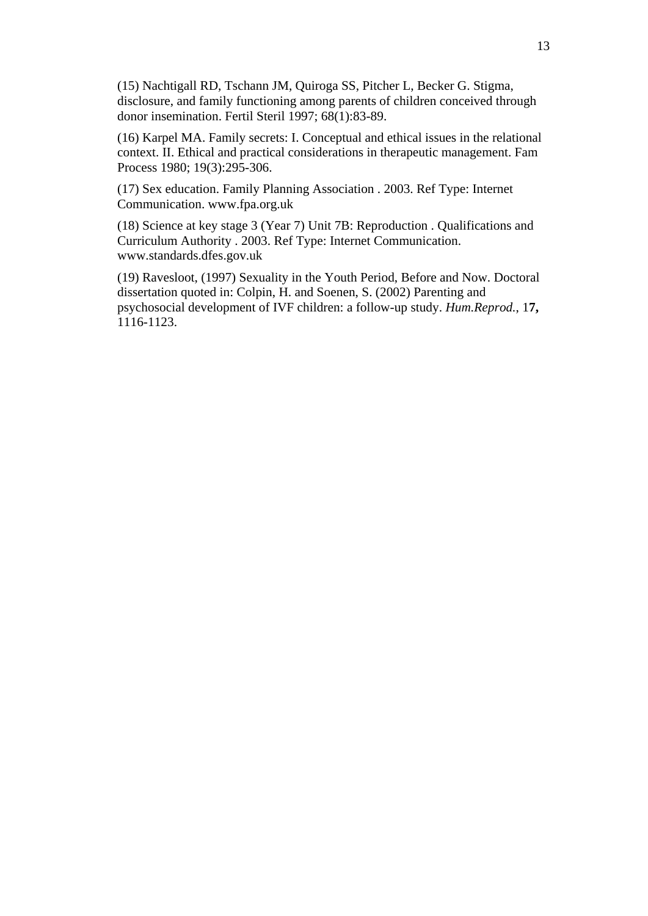(15) Nachtigall RD, Tschann JM, Quiroga SS, Pitcher L, Becker G. Stigma, disclosure, and family functioning among parents of children conceived through donor insemination. Fertil Steril 1997; 68(1):83-89.

(16) Karpel MA. Family secrets: I. Conceptual and ethical issues in the relational context. II. Ethical and practical considerations in therapeutic management. Fam Process 1980; 19(3):295-306.

(17) Sex education. Family Planning Association . 2003. Ref Type: Internet Communication. www.fpa.org.uk

(18) Science at key stage 3 (Year 7) Unit 7B: Reproduction . Qualifications and Curriculum Authority . 2003. Ref Type: Internet Communication. www.standards.dfes.gov.uk

(19) Ravesloot, (1997) Sexuality in the Youth Period, Before and Now. Doctoral dissertation quoted in: Colpin, H. and Soenen, S. (2002) Parenting and psychosocial development of IVF children: a follow-up study. *Hum.Reprod.*, 1**7,** 1116-1123.